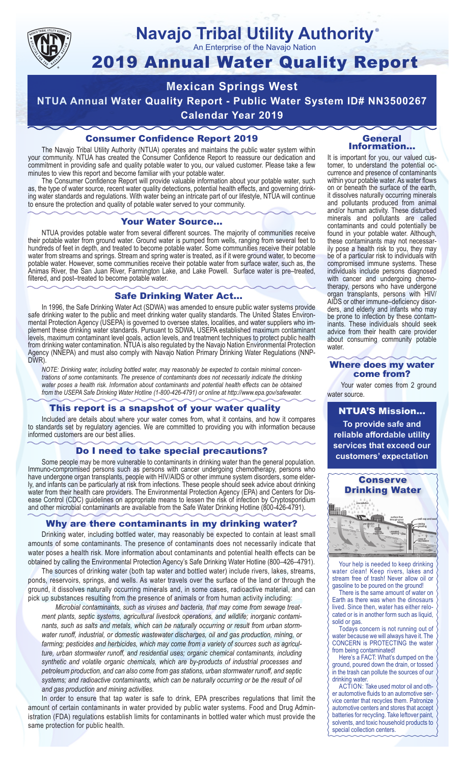# Navajo Tribal Utility Authority®

An Enterprise of the Navajo Nation

# 2019 Annual Water Quality Report

## Mexican Springs West

## NTUA Annual Water Quality Report - Public Water System ID# NN3500267

## Calendar Year 2019

### Consumer Confidence Report 2019

The Navajo Tribal Utility Authority (NTUA) operates and maintains the public water system within your community. NTUA has created the Consumer Confidence Report to reassure our dedication and commitment in providing safe and quality potable water to you, our valued customer. Please take a few minutes to view this report and become familiar with your potable water.

The Consumer Confidence Report will provide valuable information about your potable water, such as, the type of water source, recent water quality detections, potential health effects, and governing drinking water standards and regulations. With water being an intricate part of our lifestyle, NTUA will continue to ensure the protection and quality of potable water served to your community.

### Your Water Source…

NTUA provides potable water from several different sources. The majority of communities receive their potable water from ground water. Ground water is pumped from wells, ranging from several feet to hundreds of feet in depth, and treated to become potable water. Some communities receive their potable water from streams and springs. Stream and spring water is treated, as if it were ground water, to become potable water. However, some communities receive their potable water from surface water, such as, the Animas River, the San Juan River, Farmington Lake, and Lake Powell. Surface water is pre–treated, filtered, and post–treated to become potable water.

### Safe Drinking Water Act…

In 1996, the Safe Drinking Water Act (SDWA) was amended to ensure public water systems provide safe drinking water to the public and meet drinking water quality standards. The United States Environmental Protection Agency (USEPA) is governed to oversee states, localities, and water suppliers who implement these drinking water standards. Pursuant to SDWA, USEPA established maximum contaminant levels, maximum contaminant level goals, action levels, and treatment techniques to protect public health from drinking water contamination. NTUA is also regulated by the Navajo Nation Environmental Protection Agency (NNEPA) and must also comply with Navajo Nation Primary Drinking Water Regulations (NNPDWR).

*NOTE: Drinking water, including bottled water, may reasonably be expected to contain minimal concentrations of some contaminants. The presence of contaminants does not necessarily indicate the drinking water poses a health risk. Information about contaminants and potential health effects can be obtained from the USEPA Safe Drinking Water Hotline (1-800-426-4791) or online at http://www.epa.gov/safewater.*

### This report is a snapshot of your water quality

Included are details about where your water comes from, what it contains, and how it compares to standards set by regulatory agencies. We are committed to providing you with information because informed customers are our best allies.

### Do I need to take special precautions?

Some people may be more vulnerable to contaminants in drinking water than the general population. Immuno-compromised persons such as persons with cancer undergoing chemotherapy, persons who have undergone organ transplants, people with HIV/AIDS or other immune system disorders, some elderly, and infants can be particularly at risk from infections. These people should seek advice about drinking water from their health care providers. The Environmental Protection Agency (EPA) and Centers for Disease Control (CDC) guidelines on appropriate means to lessen the risk of infection by Cryptosporidium and other microbial contaminants are available from the Safe Water Drinking Hotline (800-426-4791).

### Why are there contaminants in my drinking water?

Drinking water, including bottled water, may reasonably be expected to contain at least small amounts of some contaminants. The presence of contaminants does not necessarily indicate that water poses a health risk. More information about contaminants and potential health effects can be obtained by calling the Environmental Protection Agency's Safe Drinking Water Hotline (800–426–4791).

The sources of drinking water (both tap water and bottled water) include rivers, lakes, streams, ponds, reservoirs, springs, and wells. As water travels over the surface of the land or through the ground, it dissolves naturally occurring minerals and, in some cases, radioactive material, and can pick up substances resulting from the presence of animals or from human activity including:

*Microbial contaminants, such as viruses and bacteria, that may come from sewage treatment plants, septic systems, agricultural livestock operations, and wildlife; inorganic contaminants, such as salts and metals, which can be naturally occurring or result from urban stormwater runoff, industrial, or domestic wastewater discharges, oil and gas production, mining, or farming; pesticides and herbicides, which may come from a variety of sources such as agriculture, urban stormwater runoff, and residential uses; organic chemical contaminants, including synthetic and volatile organic chemicals, which are by-products of industrial processes and petroleum production, and can also come from gas stations, urban stormwater runoff, and septic systems; and radioactive contaminants, which can be naturally occurring or be the result of oil and gas production and mining activities.*

In order to ensure that tap water is safe to drink, EPA prescribes regulations that limit the amount of certain contaminants in water provided by public water systems. Food and Drug Administration (FDA) regulations establish limits for contaminants in bottled water which must provide the same protection for public health.

### General Information…

It is important for you, our valued customer, to understand the potential occurrence and presence of contaminants within your potable water. As water flows on or beneath the surface of the earth, it dissolves naturally occurring minerals and pollutants produced from animal and/or human activity. These disturbed minerals and pollutants are called contaminants and could potentially be found in your potable water. Although, these contaminants may not necessarily pose a health risk to you, they may be of a particular risk to individuals with compromised immune systems. These individuals include persons diagnosed with cancer and undergoing chemotherapy, persons who have undergone organ transplants, persons with HIV/AIDS or other immune–deficiency disorders, and elderly and infants who may be prone to infection by these contaminants. These individuals should seek advice from their health care provider about consuming community potable water.

### Where does my water come from?

Your water comes from 2 ground water source.

### NTUA'S Mission…

**To provide safe and reliable affordable utility services that exceed our customers' expectation**

### Conserve Drinking Water

Your help is needed to keep drinking water clean! Keep rivers, lakes and stream free of trash! Never allow oil or gasoline to be poured on the ground!

There is the same amount of water on Earth as there was when the dinosaurs lived. Since then, water has either relocated or is in another form such as liquid, solid or gas.

Todays concern is not running out of water because we will always have it. The CONCERN is PROTECTING the water from being contaminated!

Here's a FACT: What's dumped on the ground, poured down the drain, or tossed in the trash can pollute the sources of our drinking water.

ACTION: Take used motor oil and other automotive fluids to an automotive service center that recycles them. Patronize automotive centers and stores that accept batteries for recycling. Take leftover paint, solvents, and toxic household products to special collection centers.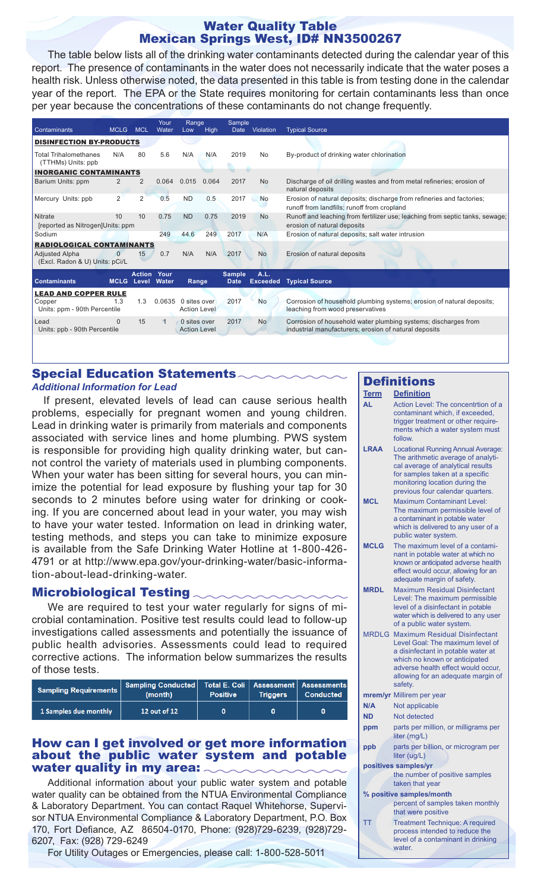# Water Quality Table
## Mexican Springs West, ID# NN3500267

The table below lists all of the drinking water contaminants detected during the calendar year of this report. The presence of contaminants in the water does not necessarily indicate that the water poses a health risk. Unless otherwise noted, the data presented in this table is from testing done in the calendar year of the report. The EPA or the State requires monitoring for certain contaminants less than once per year because the concentrations of these contaminants do not change frequently.

| Contaminants | MCLG | MCL | Your Water | Range Low | Range High | Sample Date | Violation | Typical Source |
|---|---|---|---|---|---|---|---|---|
| **DISINFECTION BY-PRODUCTS** | | | | | | | | |
| Total Trihalomethanes (TTHMs) Units: ppb | N/A | 80 | 5.6 | N/A | N/A | 2019 | No | By-product of drinking water chlorination |
| **INORGANIC CONTAMINANTS** | | | | | | | | |
| Barium Units: ppm | 2 | 2 | 0.064 | 0.015 | 0.064 | 2017 | No | Discharge of oil drilling wastes and from metal refineries; erosion of natural deposits |
| Mercury Units: ppb | 2 | 2 | 0.5 | ND | 0.5 | 2017 | No | Erosion of natural deposits; discharge from refineries and factories; runoff from landfills; runoff from cropland |
| Nitrate [reported as Nitrogen]Units: ppm | 10 | 10 | 0.75 | ND | 0.75 | 2019 | No | Runoff and leaching from fertilizer use; leaching from septic tanks, sewage; erosion of natural deposits |
| Sodium | | | 249 | 44.6 | 249 | 2017 | N/A | Erosion of natural deposits; salt water intrusion |
| **RADIOLOGICAL CONTAMINANTS** | | | | | | | | |
| Adjusted Alpha (Excl. Radon & U) Units: pCi/L | 0 | 15 | 0.7 | N/A | N/A | 2017 | No | Erosion of natural deposits |

| Contaminants | MCLG | Action Level | Your Water | Range | Sample Date | A.L. Exceeded | Typical Source |
|---|---|---|---|---|---|---|---|
| **LEAD AND COPPER RULE** | | | | | | | |
| Copper Units: ppm - 90th Percentile | 1.3 | 1.3 | 0.0635 | 0 sites over Action Level | 2017 | No | Corrosion of household plumbing systems; erosion of natural deposits; leaching from wood preservatives |
| Lead Units: ppb - 90th Percentile | 0 | 15 | 1 | 0 sites over Action Level | 2017 | No | Corrosion of household water plumbing systems; discharges from industrial manufacturers; erosion of natural deposits |

## Special Education Statements

***Additional Information for Lead***

If present, elevated levels of lead can cause serious health problems, especially for pregnant women and young children. Lead in drinking water is primarily from materials and components associated with service lines and home plumbing. PWS system is responsible for providing high quality drinking water, but cannot control the variety of materials used in plumbing components. When your water has been sitting for several hours, you can minimize the potential for lead exposure by flushing your tap for 30 seconds to 2 minutes before using water for drinking or cooking. If you are concerned about lead in your water, you may wish to have your water tested. Information on lead in drinking water, testing methods, and steps you can take to minimize exposure is available from the Safe Drinking Water Hotline at 1-800-426-4791 or at http://www.epa.gov/your-drinking-water/basic-information-about-lead-drinking-water.

## Microbiological Testing

We are required to test your water regularly for signs of microbial contamination. Positive test results could lead to follow-up investigations called assessments and potentially the issuance of public health advisories. Assessments could lead to required corrective actions. The information below summarizes the results of those tests.

| Sampling Requirements | Sampling Conducted (month) | Total E. Coli Positive | Assessment Triggers | Assessments Conducted |
|---|---|---|---|---|
| 1 Samples due monthly | 12 out of 12 | 0 | 0 | 0 |

## How can I get involved or get more information about the public water system and potable water quality in my area:

Additional information about your public water system and potable water quality can be obtained from the NTUA Environmental Compliance & Laboratory Department. You can contact Raquel Whitehorse, Supervisor NTUA Environmental Compliance & Laboratory Department, P.O. Box 170, Fort Defiance, AZ 86504-0170, Phone: (928)729-6239, (928)729-6207, Fax: (928) 729-6249

For Utility Outages or Emergencies, please call: 1-800-528-5011

## Definitions

| Term | Definition |
|---|---|
| **AL** | Action Level: The concentrtion of a contaminant which, if exceeded, trigger treatment or other requirements which a water system must follow. |
| **LRAA** | Locational Running Annual Average: The arithmetic average of analytical average of analytical results for samples taken at a specific monitoring location during the previous four calendar quarters. |
| **MCL** | Maximum Contaminant Level: The maximum permissible level of a contaminant in potable water which is delivered to any user of a public water system. |
| **MCLG** | The maximum level of a contaminant in potable water at which no known or anticipated adverse health effect would occur, allowing for an adequate margin of safety. |
| **MRDL** | Maximum Residual Disinfectant Level: The maximum permissible level of a disinfectant in potable water which is delivered to any user of a public water system. |
| **MRDLG** | Maximum Residual Disinfectant Level Goal: The maximum level of a disinfectant in potable water at which no known or anticipated adverse health effect would occur, allowing for an adequate margin of safety. |
| **mrem/yr** | Millirem per year |
| **N/A** | Not applicable |
| **ND** | Not detected |
| **ppm** | parts per million, or milligrams per liter (mg/L) |
| **ppb** | parts per billion, or microgram per liter (ug/L) |
| **positives samples/yr** | the number of positive samples taken that year |
| **% positive samples/month** | percent of samples taken monthly that were positive |
| **TT** | Treatment Technique: A required process intended to reduce the level of a contaminant in drinking water. |